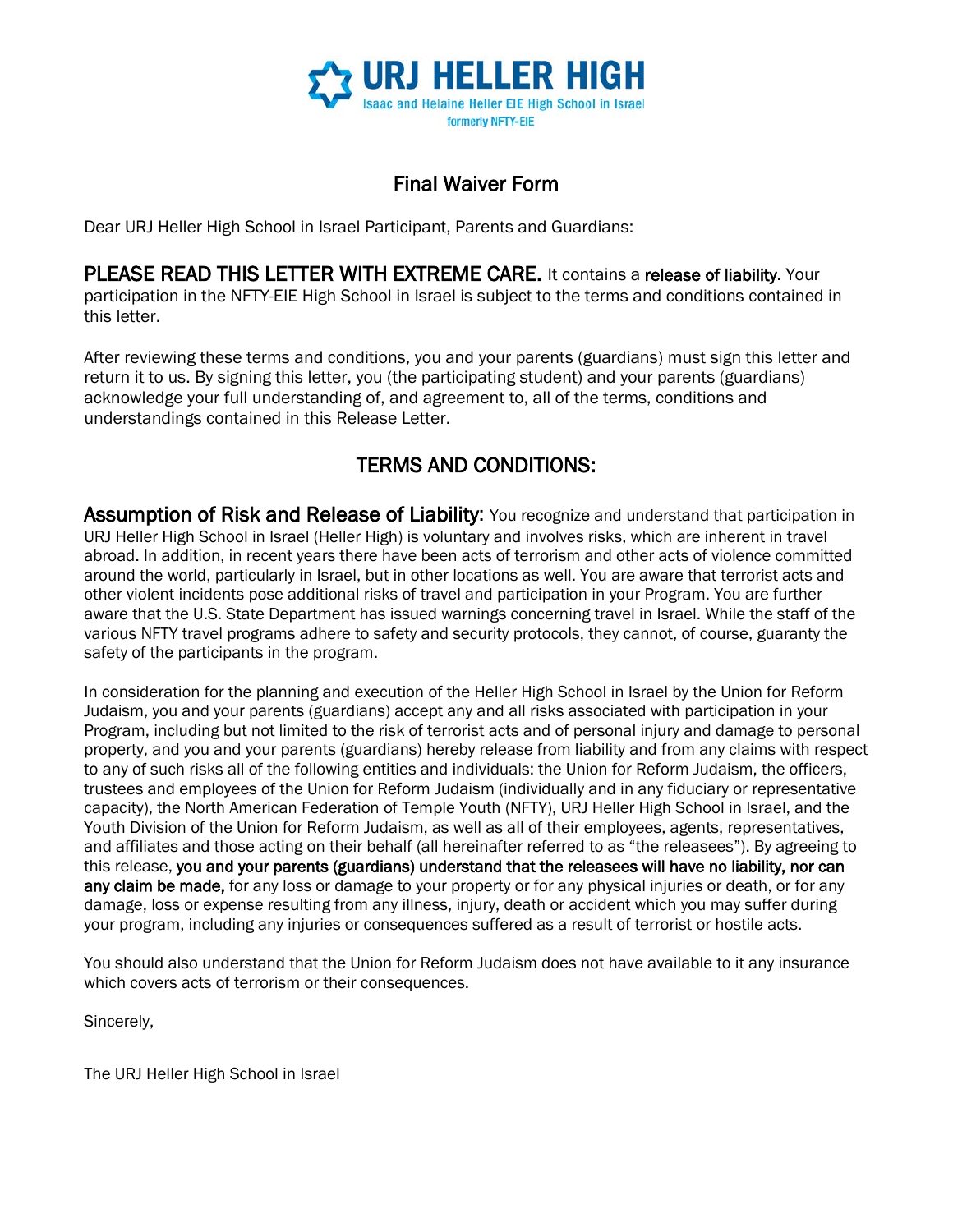# URJ HELLER HIGH

Isaac and Helaine Heller EIE High School in Israel

formerly NFTY-EIE

## Final Waiver Form

Dear URJ Heller High School in Israel Participant, Parents and Guardians:

**PLEASE READ THIS LETTER WITH EXTREME CARE.** It contains a **release of liability**. Your participation in the NFTY-EIE High School in Israel is subject to the terms and conditions contained in this letter.

After reviewing these terms and conditions, you and your parents (guardians) must sign this letter and return it to us. By signing this letter, you (the participating student) and your parents (guardians) acknowledge your full understanding of, and agreement to, all of the terms, conditions and understandings contained in this Release Letter.

## TERMS AND CONDITIONS:

**Assumption of Risk and Release of Liability:** You recognize and understand that participation in URJ Heller High School in Israel (Heller High) is voluntary and involves risks, which are inherent in travel abroad. In addition, in recent years there have been acts of terrorism and other acts of violence committed around the world, particularly in Israel, but in other locations as well. You are aware that terrorist acts and other violent incidents pose additional risks of travel and participation in your Program. You are further aware that the U.S. State Department has issued warnings concerning travel in Israel. While the staff of the various NFTY travel programs adhere to safety and security protocols, they cannot, of course, guaranty the safety of the participants in the program.

In consideration for the planning and execution of the Heller High School in Israel by the Union for Reform Judaism, you and your parents (guardians) accept any and all risks associated with participation in your Program, including but not limited to the risk of terrorist acts and of personal injury and damage to personal property, and you and your parents (guardians) hereby release from liability and from any claims with respect to any of such risks all of the following entities and individuals: the Union for Reform Judaism, the officers, trustees and employees of the Union for Reform Judaism (individually and in any fiduciary or representative capacity), the North American Federation of Temple Youth (NFTY), URJ Heller High School in Israel, and the Youth Division of the Union for Reform Judaism, as well as all of their employees, agents, representatives, and affiliates and those acting on their behalf (all hereinafter referred to as "the releasees"). By agreeing to this release, **you and your parents (guardians) understand that the releasees will have no liability, nor can any claim be made,** for any loss or damage to your property or for any physical injuries or death, or for any damage, loss or expense resulting from any illness, injury, death or accident which you may suffer during your program, including any injuries or consequences suffered as a result of terrorist or hostile acts.

You should also understand that the Union for Reform Judaism does not have available to it any insurance which covers acts of terrorism or their consequences.

Sincerely,

The URJ Heller High School in Israel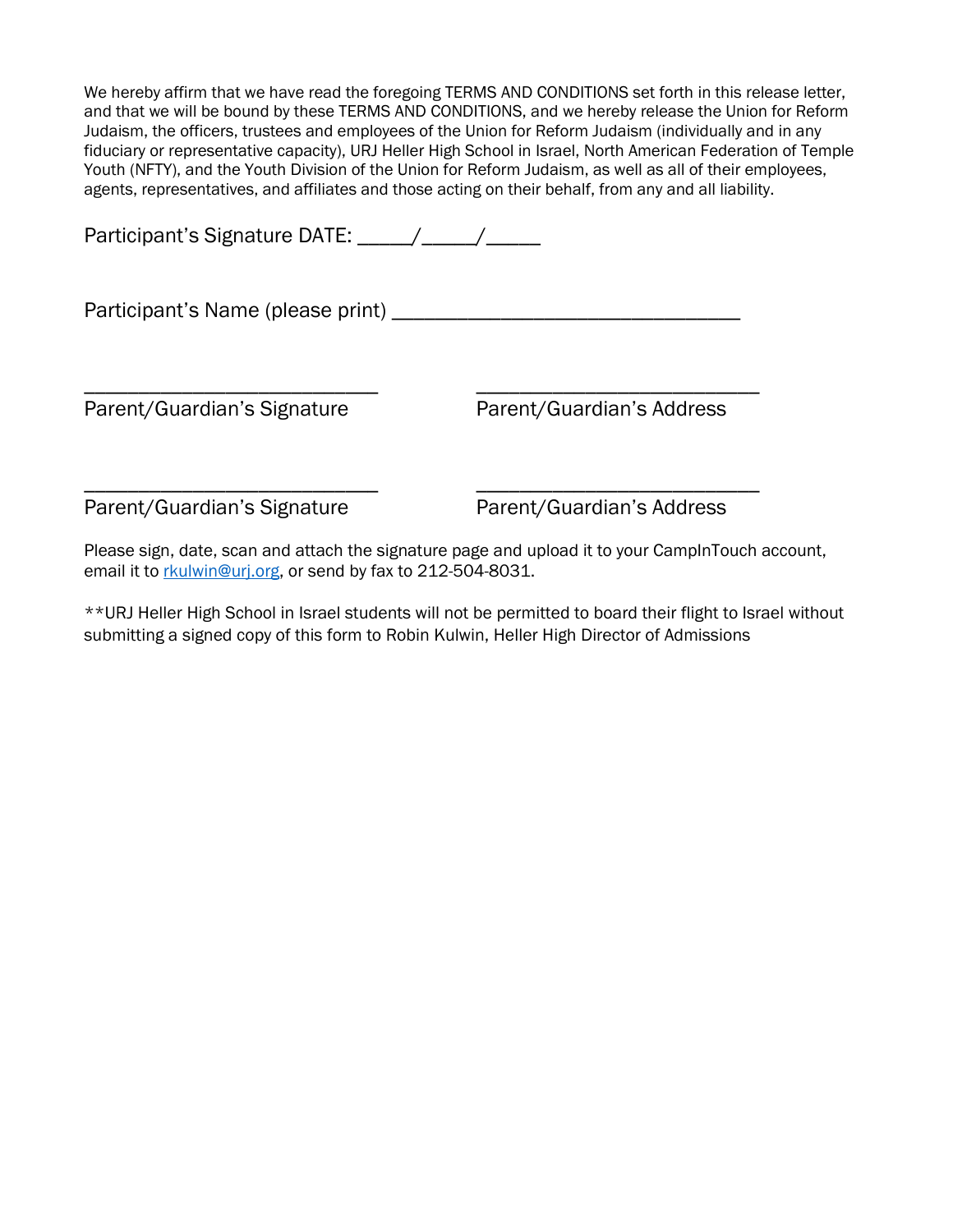We hereby affirm that we have read the foregoing TERMS AND CONDITIONS set forth in this release letter, and that we will be bound by these TERMS AND CONDITIONS, and we hereby release the Union for Reform Judaism, the officers, trustees and employees of the Union for Reform Judaism (individually and in any fiduciary or representative capacity), URJ Heller High School in Israel, North American Federation of Temple Youth (NFTY), and the Youth Division of the Union for Reform Judaism, as well as all of their employees, agents, representatives, and affiliates and those acting on their behalf, from any and all liability.

Participant's Signature DATE: _____/_____/_____

Participant's Name (please print) _________________________________

___________________________ ___________________________

Parent/Guardian's Signature Parent/Guardian's Address

___________________________ ___________________________

Parent/Guardian's Signature Parent/Guardian's Address

Please sign, date, scan and attach the signature page and upload it to your CampInTouch account, email it to rkulwin@urj.org, or send by fax to 212-504-8031.

**URJ Heller High School in Israel students will not be permitted to board their flight to Israel without submitting a signed copy of this form to Robin Kulwin, Heller High Director of Admissions